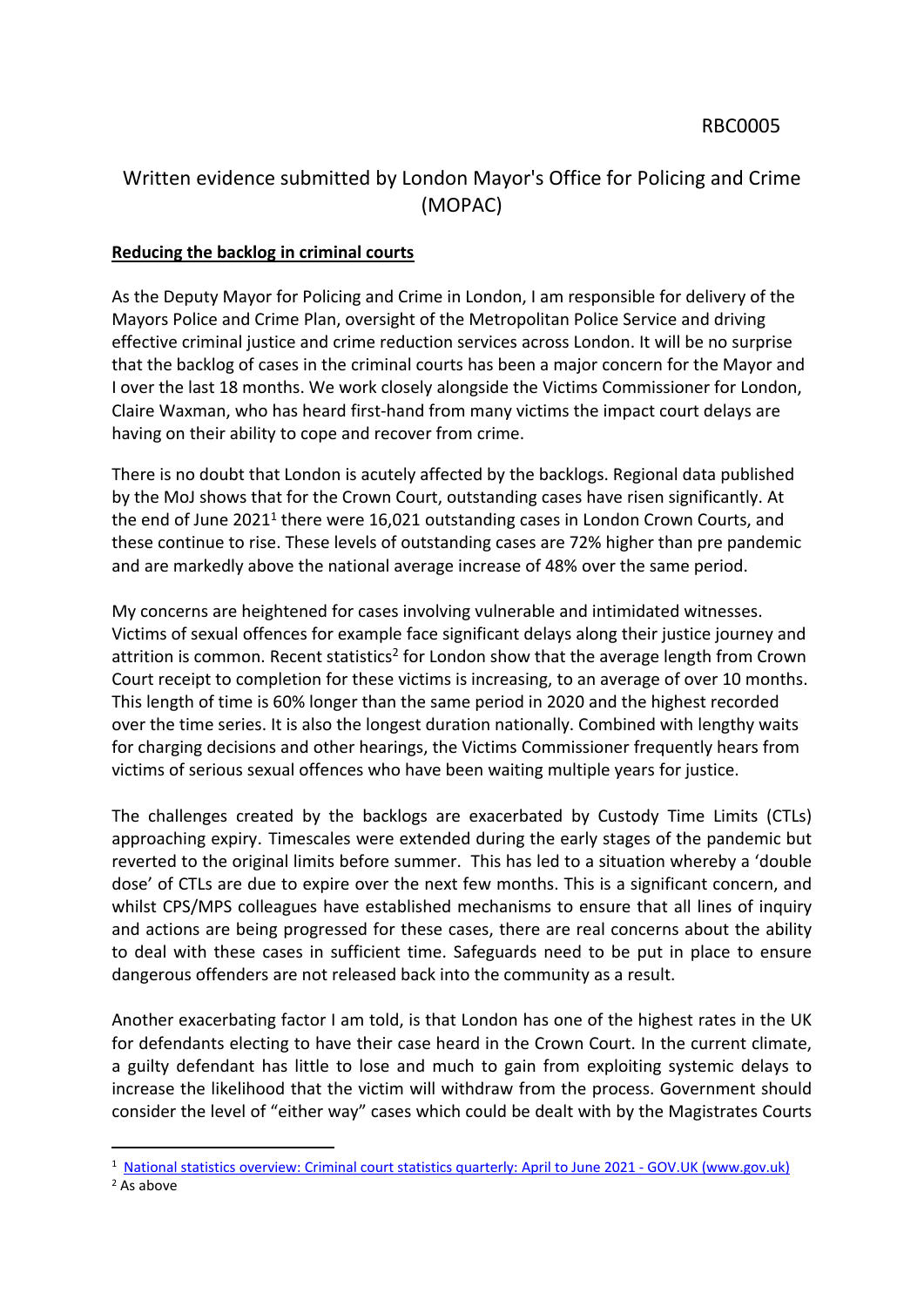RBC0005

# Written evidence submitted by London Mayor's Office for Policing and Crime (MOPAC)

**Reducing the backlog in criminal courts**

As the Deputy Mayor for Policing and Crime in London, I am responsible for delivery of the Mayors Police and Crime Plan, oversight of the Metropolitan Police Service and driving effective criminal justice and crime reduction services across London. It will be no surprise that the backlog of cases in the criminal courts has been a major concern for the Mayor and I over the last 18 months. We work closely alongside the Victims Commissioner for London, Claire Waxman, who has heard first-hand from many victims the impact court delays are having on their ability to cope and recover from crime.

There is no doubt that London is acutely affected by the backlogs. Regional data published by the MoJ shows that for the Crown Court, outstanding cases have risen significantly. At the end of June 2021[1] there were 16,021 outstanding cases in London Crown Courts, and these continue to rise. These levels of outstanding cases are 72% higher than pre pandemic and are markedly above the national average increase of 48% over the same period.

My concerns are heightened for cases involving vulnerable and intimidated witnesses. Victims of sexual offences for example face significant delays along their justice journey and attrition is common. Recent statistics[2] for London show that the average length from Crown Court receipt to completion for these victims is increasing, to an average of over 10 months. This length of time is 60% longer than the same period in 2020 and the highest recorded over the time series. It is also the longest duration nationally. Combined with lengthy waits for charging decisions and other hearings, the Victims Commissioner frequently hears from victims of serious sexual offences who have been waiting multiple years for justice.

The challenges created by the backlogs are exacerbated by Custody Time Limits (CTLs) approaching expiry. Timescales were extended during the early stages of the pandemic but reverted to the original limits before summer. This has led to a situation whereby a 'double dose' of CTLs are due to expire over the next few months. This is a significant concern, and whilst CPS/MPS colleagues have established mechanisms to ensure that all lines of inquiry and actions are being progressed for these cases, there are real concerns about the ability to deal with these cases in sufficient time. Safeguards need to be put in place to ensure dangerous offenders are not released back into the community as a result.

Another exacerbating factor I am told, is that London has one of the highest rates in the UK for defendants electing to have their case heard in the Crown Court. In the current climate, a guilty defendant has little to lose and much to gain from exploiting systemic delays to increase the likelihood that the victim will withdraw from the process. Government should consider the level of "either way" cases which could be dealt with by the Magistrates Courts

---

[1] National statistics overview: Criminal court statistics quarterly: April to June 2021 - GOV.UK (www.gov.uk)

[2] As above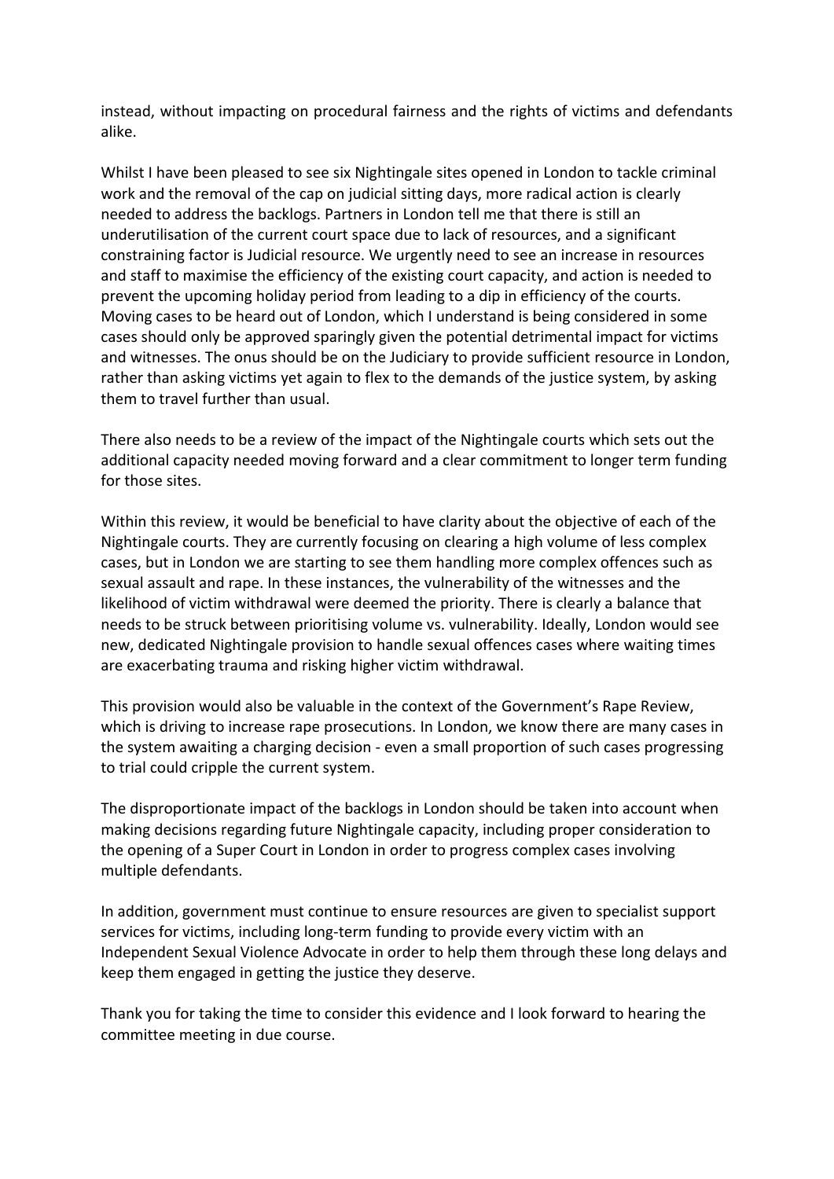instead, without impacting on procedural fairness and the rights of victims and defendants alike.

Whilst I have been pleased to see six Nightingale sites opened in London to tackle criminal work and the removal of the cap on judicial sitting days, more radical action is clearly needed to address the backlogs. Partners in London tell me that there is still an underutilisation of the current court space due to lack of resources, and a significant constraining factor is Judicial resource. We urgently need to see an increase in resources and staff to maximise the efficiency of the existing court capacity, and action is needed to prevent the upcoming holiday period from leading to a dip in efficiency of the courts. Moving cases to be heard out of London, which I understand is being considered in some cases should only be approved sparingly given the potential detrimental impact for victims and witnesses. The onus should be on the Judiciary to provide sufficient resource in London, rather than asking victims yet again to flex to the demands of the justice system, by asking them to travel further than usual.

There also needs to be a review of the impact of the Nightingale courts which sets out the additional capacity needed moving forward and a clear commitment to longer term funding for those sites.

Within this review, it would be beneficial to have clarity about the objective of each of the Nightingale courts. They are currently focusing on clearing a high volume of less complex cases, but in London we are starting to see them handling more complex offences such as sexual assault and rape. In these instances, the vulnerability of the witnesses and the likelihood of victim withdrawal were deemed the priority. There is clearly a balance that needs to be struck between prioritising volume vs. vulnerability. Ideally, London would see new, dedicated Nightingale provision to handle sexual offences cases where waiting times are exacerbating trauma and risking higher victim withdrawal.

This provision would also be valuable in the context of the Government's Rape Review, which is driving to increase rape prosecutions. In London, we know there are many cases in the system awaiting a charging decision - even a small proportion of such cases progressing to trial could cripple the current system.

The disproportionate impact of the backlogs in London should be taken into account when making decisions regarding future Nightingale capacity, including proper consideration to the opening of a Super Court in London in order to progress complex cases involving multiple defendants.

In addition, government must continue to ensure resources are given to specialist support services for victims, including long-term funding to provide every victim with an Independent Sexual Violence Advocate in order to help them through these long delays and keep them engaged in getting the justice they deserve.

Thank you for taking the time to consider this evidence and I look forward to hearing the committee meeting in due course.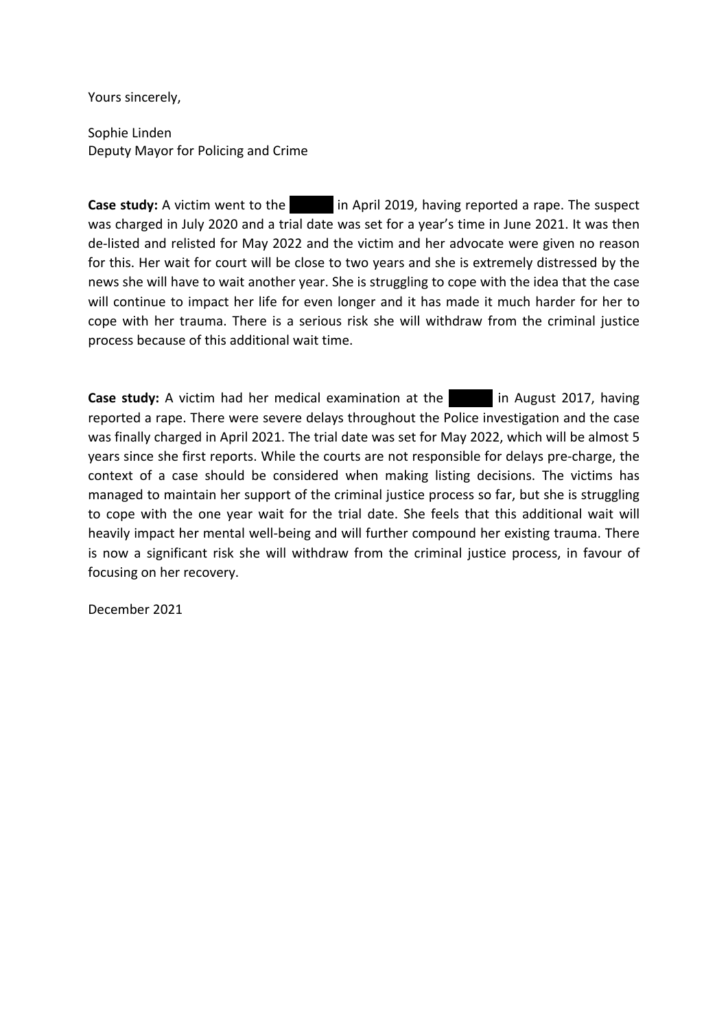Yours sincerely,

Sophie Linden
Deputy Mayor for Policing and Crime

**Case study:** A victim went to the ██████ in April 2019, having reported a rape. The suspect was charged in July 2020 and a trial date was set for a year's time in June 2021. It was then de-listed and relisted for May 2022 and the victim and her advocate were given no reason for this. Her wait for court will be close to two years and she is extremely distressed by the news she will have to wait another year. She is struggling to cope with the idea that the case will continue to impact her life for even longer and it has made it much harder for her to cope with her trauma. There is a serious risk she will withdraw from the criminal justice process because of this additional wait time.

**Case study:** A victim had her medical examination at the ██████ in August 2017, having reported a rape. There were severe delays throughout the Police investigation and the case was finally charged in April 2021. The trial date was set for May 2022, which will be almost 5 years since she first reports. While the courts are not responsible for delays pre-charge, the context of a case should be considered when making listing decisions. The victims has managed to maintain her support of the criminal justice process so far, but she is struggling to cope with the one year wait for the trial date. She feels that this additional wait will heavily impact her mental well-being and will further compound her existing trauma. There is now a significant risk she will withdraw from the criminal justice process, in favour of focusing on her recovery.

December 2021